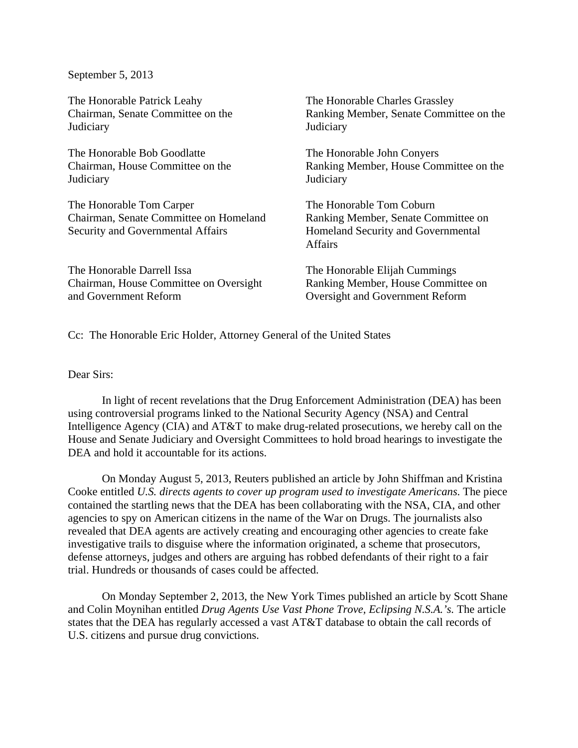September 5, 2013

The Honorable Patrick Leahy
Chairman, Senate Committee on the Judiciary

The Honorable Charles Grassley
Ranking Member, Senate Committee on the Judiciary

The Honorable Bob Goodlatte
Chairman, House Committee on the Judiciary

The Honorable John Conyers
Ranking Member, House Committee on the Judiciary

The Honorable Tom Carper
Chairman, Senate Committee on Homeland Security and Governmental Affairs

The Honorable Tom Coburn
Ranking Member, Senate Committee on Homeland Security and Governmental Affairs

The Honorable Darrell Issa
Chairman, House Committee on Oversight and Government Reform

The Honorable Elijah Cummings
Ranking Member, House Committee on Oversight and Government Reform

Cc: The Honorable Eric Holder, Attorney General of the United States

Dear Sirs:

In light of recent revelations that the Drug Enforcement Administration (DEA) has been using controversial programs linked to the National Security Agency (NSA) and Central Intelligence Agency (CIA) and AT&T to make drug-related prosecutions, we hereby call on the House and Senate Judiciary and Oversight Committees to hold broad hearings to investigate the DEA and hold it accountable for its actions.

On Monday August 5, 2013, Reuters published an article by John Shiffman and Kristina Cooke entitled *U.S. directs agents to cover up program used to investigate Americans.* The piece contained the startling news that the DEA has been collaborating with the NSA, CIA, and other agencies to spy on American citizens in the name of the War on Drugs. The journalists also revealed that DEA agents are actively creating and encouraging other agencies to create fake investigative trails to disguise where the information originated, a scheme that prosecutors, defense attorneys, judges and others are arguing has robbed defendants of their right to a fair trial. Hundreds or thousands of cases could be affected.

On Monday September 2, 2013, the New York Times published an article by Scott Shane and Colin Moynihan entitled *Drug Agents Use Vast Phone Trove, Eclipsing N.S.A.'s.* The article states that the DEA has regularly accessed a vast AT&T database to obtain the call records of U.S. citizens and pursue drug convictions.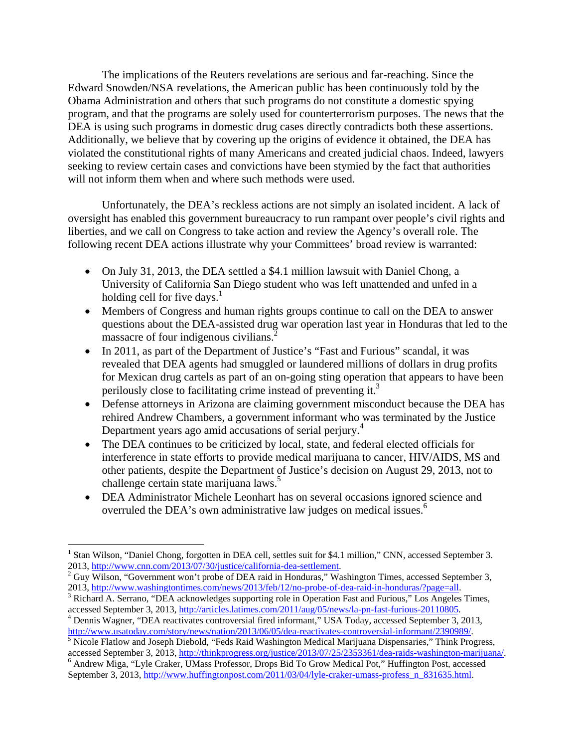The implications of the Reuters revelations are serious and far-reaching. Since the Edward Snowden/NSA revelations, the American public has been continuously told by the Obama Administration and others that such programs do not constitute a domestic spying program, and that the programs are solely used for counterterrorism purposes. The news that the DEA is using such programs in domestic drug cases directly contradicts both these assertions. Additionally, we believe that by covering up the origins of evidence it obtained, the DEA has violated the constitutional rights of many Americans and created judicial chaos. Indeed, lawyers seeking to review certain cases and convictions have been stymied by the fact that authorities will not inform them when and where such methods were used.

Unfortunately, the DEA's reckless actions are not simply an isolated incident. A lack of oversight has enabled this government bureaucracy to run rampant over people's civil rights and liberties, and we call on Congress to take action and review the Agency's overall role. The following recent DEA actions illustrate why your Committees' broad review is warranted:

- On July 31, 2013, the DEA settled a $4.1 million lawsuit with Daniel Chong, a University of California San Diego student who was left unattended and unfed in a holding cell for five days.[1]
- Members of Congress and human rights groups continue to call on the DEA to answer questions about the DEA-assisted drug war operation last year in Honduras that led to the massacre of four indigenous civilians.[2]
- In 2011, as part of the Department of Justice's "Fast and Furious" scandal, it was revealed that DEA agents had smuggled or laundered millions of dollars in drug profits for Mexican drug cartels as part of an on-going sting operation that appears to have been perilously close to facilitating crime instead of preventing it.[3]
- Defense attorneys in Arizona are claiming government misconduct because the DEA has rehired Andrew Chambers, a government informant who was terminated by the Justice Department years ago amid accusations of serial perjury.[4]
- The DEA continues to be criticized by local, state, and federal elected officials for interference in state efforts to provide medical marijuana to cancer, HIV/AIDS, MS and other patients, despite the Department of Justice's decision on August 29, 2013, not to challenge certain state marijuana laws.[5]
- DEA Administrator Michele Leonhart has on several occasions ignored science and overruled the DEA's own administrative law judges on medical issues.[6]

---

[1] Stan Wilson, "Daniel Chong, forgotten in DEA cell, settles suit for $4.1 million," CNN, accessed September 3. 2013, http://www.cnn.com/2013/07/30/justice/california-dea-settlement.

[2] Guy Wilson, "Government won't probe of DEA raid in Honduras," Washington Times, accessed September 3, 2013, http://www.washingtontimes.com/news/2013/feb/12/no-probe-of-dea-raid-in-honduras/?page=all.

[3] Richard A. Serrano, "DEA acknowledges supporting role in Operation Fast and Furious," Los Angeles Times, accessed September 3, 2013, http://articles.latimes.com/2011/aug/05/news/la-pn-fast-furious-20110805.

[4] Dennis Wagner, "DEA reactivates controversial fired informant," USA Today, accessed September 3, 2013, http://www.usatoday.com/story/news/nation/2013/06/05/dea-reactivates-controversial-informant/2390989/.

[5] Nicole Flatlow and Joseph Diebold, "Feds Raid Washington Medical Marijuana Dispensaries," Think Progress, accessed September 3, 2013, http://thinkprogress.org/justice/2013/07/25/2353361/dea-raids-washington-marijuana/.

[6] Andrew Miga, "Lyle Craker, UMass Professor, Drops Bid To Grow Medical Pot," Huffington Post, accessed September 3, 2013, http://www.huffingtonpost.com/2011/03/04/lyle-craker-umass-profess_n_831635.html.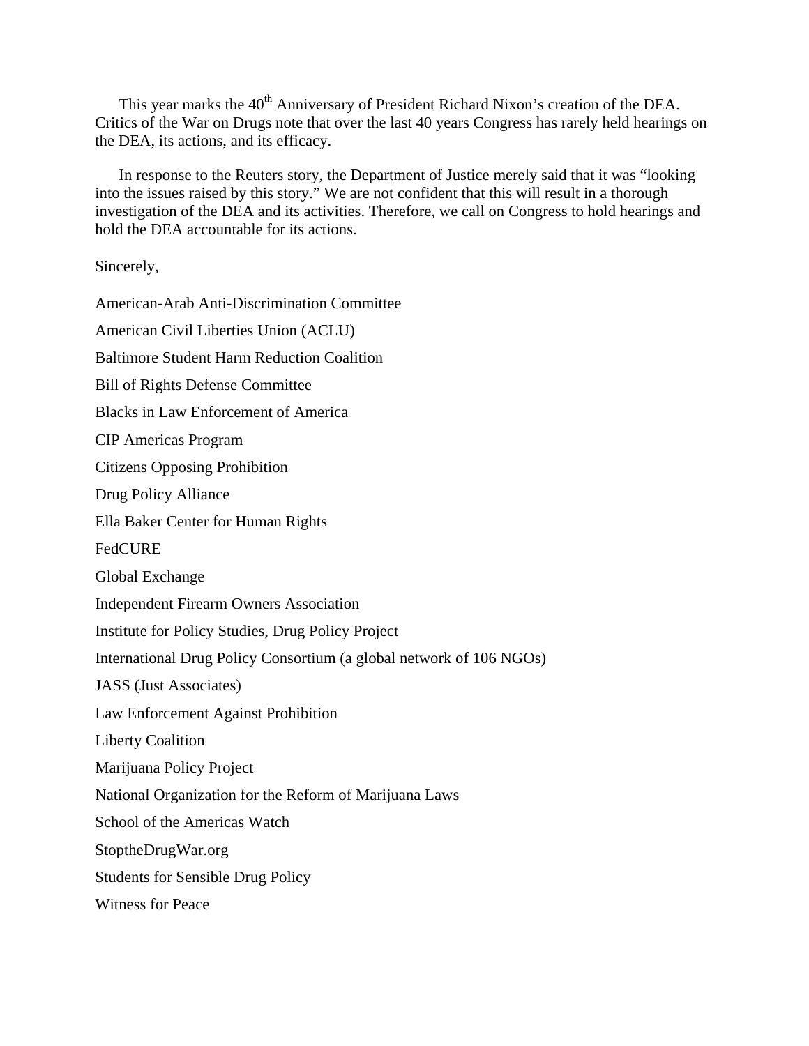This year marks the 40th Anniversary of President Richard Nixon's creation of the DEA. Critics of the War on Drugs note that over the last 40 years Congress has rarely held hearings on the DEA, its actions, and its efficacy.

In response to the Reuters story, the Department of Justice merely said that it was "looking into the issues raised by this story." We are not confident that this will result in a thorough investigation of the DEA and its activities. Therefore, we call on Congress to hold hearings and hold the DEA accountable for its actions.

Sincerely,

American-Arab Anti-Discrimination Committee

American Civil Liberties Union (ACLU)

Baltimore Student Harm Reduction Coalition

Bill of Rights Defense Committee

Blacks in Law Enforcement of America

CIP Americas Program

Citizens Opposing Prohibition

Drug Policy Alliance

Ella Baker Center for Human Rights

FedCURE

Global Exchange

Independent Firearm Owners Association

Institute for Policy Studies, Drug Policy Project

International Drug Policy Consortium (a global network of 106 NGOs)

JASS (Just Associates)

Law Enforcement Against Prohibition

Liberty Coalition

Marijuana Policy Project

National Organization for the Reform of Marijuana Laws

School of the Americas Watch

StoptheDrugWar.org

Students for Sensible Drug Policy

Witness for Peace